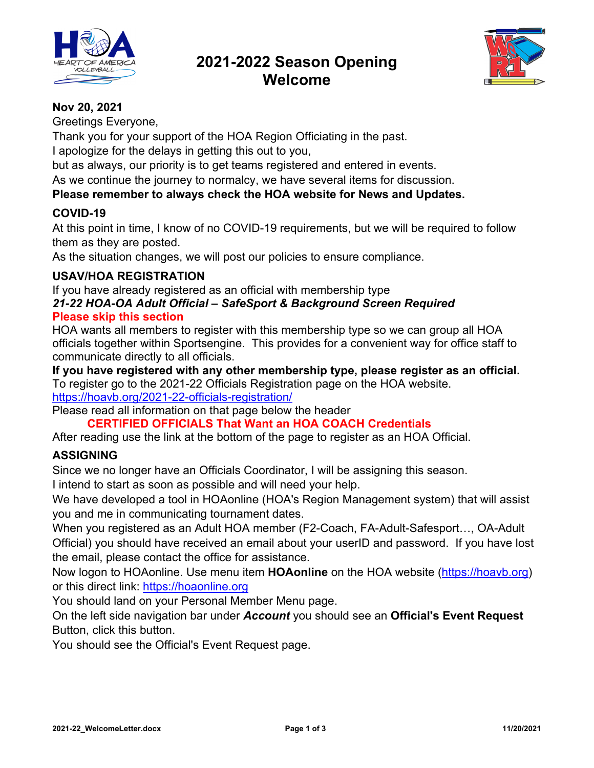# 2021-2022 Season Opening Welcome

**Nov 20, 2021**

Greetings Everyone,

Thank you for your support of the HOA Region Officiating in the past.

I apologize for the delays in getting this out to you,

but as always, our priority is to get teams registered and entered in events.

As we continue the journey to normalcy, we have several items for discussion.

**Please remember to always check the HOA website for News and Updates.**

## COVID-19

At this point in time, I know of no COVID-19 requirements, but we will be required to follow them as they are posted.

As the situation changes, we will post our policies to ensure compliance.

## USAV/HOA REGISTRATION

If you have already registered as an official with membership type

***21-22 HOA-OA Adult Official – SafeSport & Background Screen Required***

**Please skip this section**

HOA wants all members to register with this membership type so we can group all HOA officials together within Sportsengine. This provides for a convenient way for office staff to communicate directly to all officials.

**If you have registered with any other membership type, please register as an official.**

To register go to the 2021-22 Officials Registration page on the HOA website.

https://hoavb.org/2021-22-officials-registration/

Please read all information on that page below the header

**CERTIFIED OFFICIALS That Want an HOA COACH Credentials**

After reading use the link at the bottom of the page to register as an HOA Official.

## ASSIGNING

Since we no longer have an Officials Coordinator, I will be assigning this season.

I intend to start as soon as possible and will need your help.

We have developed a tool in HOAonline (HOA's Region Management system) that will assist you and me in communicating tournament dates.

When you registered as an Adult HOA member (F2-Coach, FA-Adult-Safesport…, OA-Adult Official) you should have received an email about your userID and password. If you have lost the email, please contact the office for assistance.

Now logon to HOAonline. Use menu item **HOAonline** on the HOA website (https://hoavb.org) or this direct link: https://hoaonline.org

You should land on your Personal Member Menu page.

On the left side navigation bar under ***Account*** you should see an **Official's Event Request** Button, click this button.

You should see the Official's Event Request page.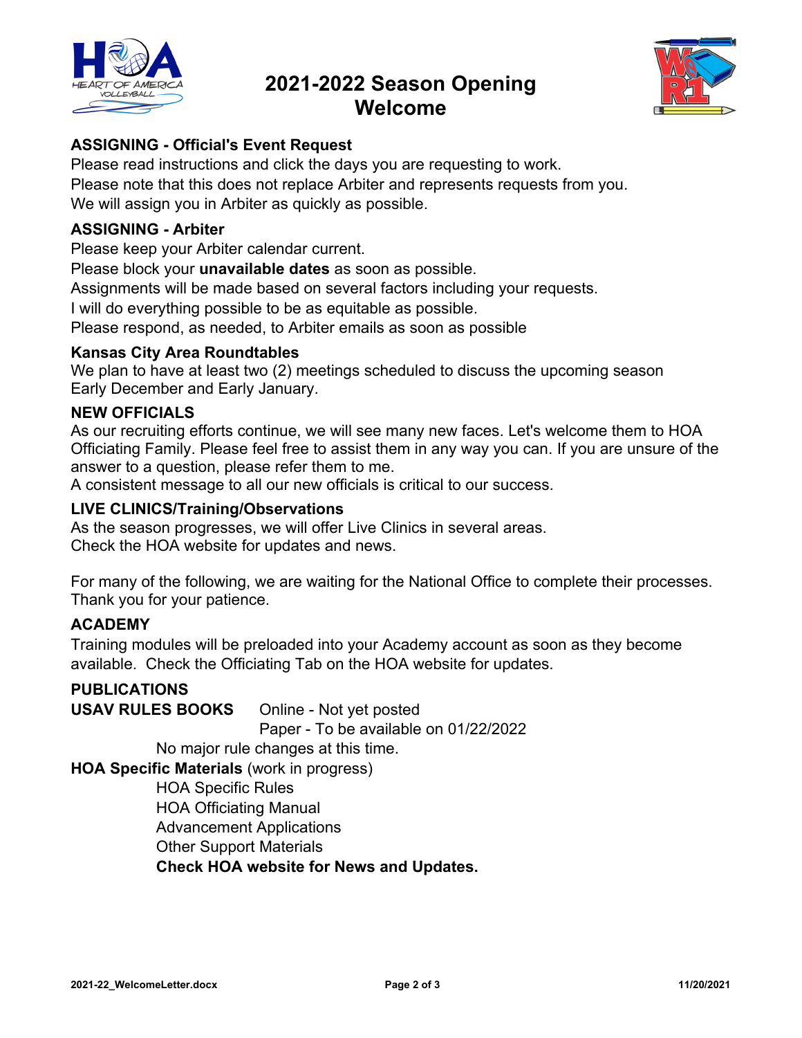# 2021-2022 Season Opening Welcome

### ASSIGNING - Official's Event Request

Please read instructions and click the days you are requesting to work.
Please note that this does not replace Arbiter and represents requests from you.
We will assign you in Arbiter as quickly as possible.

### ASSIGNING - Arbiter

Please keep your Arbiter calendar current.
Please block your **unavailable dates** as soon as possible.
Assignments will be made based on several factors including your requests.
I will do everything possible to be as equitable as possible.
Please respond, as needed, to Arbiter emails as soon as possible

### Kansas City Area Roundtables

We plan to have at least two (2) meetings scheduled to discuss the upcoming season
Early December and Early January.

### NEW OFFICIALS

As our recruiting efforts continue, we will see many new faces. Let's welcome them to HOA Officiating Family. Please feel free to assist them in any way you can. If you are unsure of the answer to a question, please refer them to me.
A consistent message to all our new officials is critical to our success.

### LIVE CLINICS/Training/Observations

As the season progresses, we will offer Live Clinics in several areas.
Check the HOA website for updates and news.

For many of the following, we are waiting for the National Office to complete their processes. Thank you for your patience.

### ACADEMY

Training modules will be preloaded into your Academy account as soon as they become available. Check the Officiating Tab on the HOA website for updates.

### PUBLICATIONS

**USAV RULES BOOKS** Online - Not yet posted
Paper - To be available on 01/22/2022

No major rule changes at this time.

**HOA Specific Materials** (work in progress)

- HOA Specific Rules
- HOA Officiating Manual
- Advancement Applications
- Other Support Materials

**Check HOA website for News and Updates.**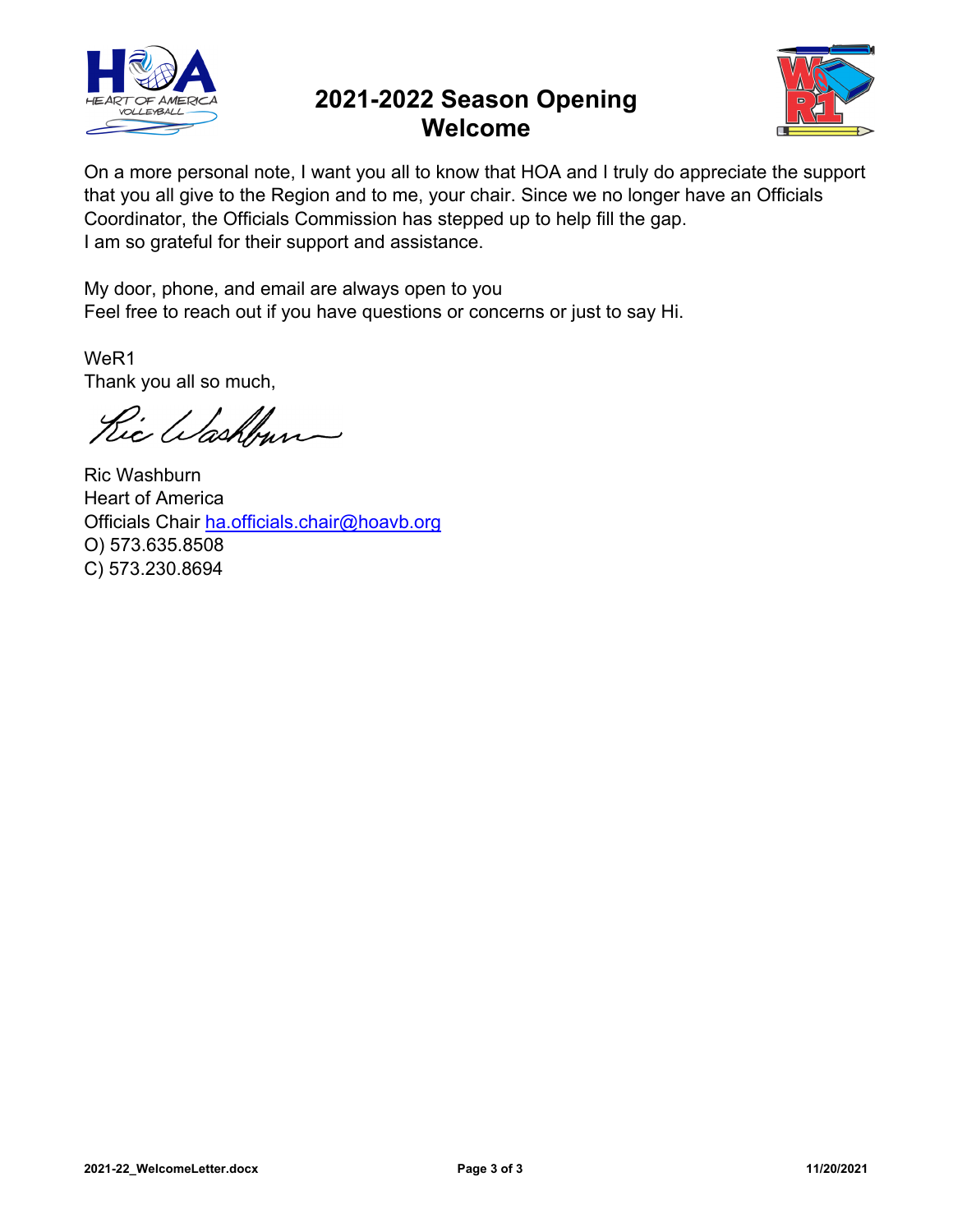# 2021-2022 Season Opening Welcome

On a more personal note, I want you all to know that HOA and I truly do appreciate the support that you all give to the Region and to me, your chair. Since we no longer have an Officials Coordinator, the Officials Commission has stepped up to help fill the gap.
I am so grateful for their support and assistance.

My door, phone, and email are always open to you
Feel free to reach out if you have questions or concerns or just to say Hi.

WeR1
Thank you all so much,

Ric Washburn
Heart of America
Officials Chair ha.officials.chair@hoavb.org
O) 573.635.8508
C) 573.230.8694